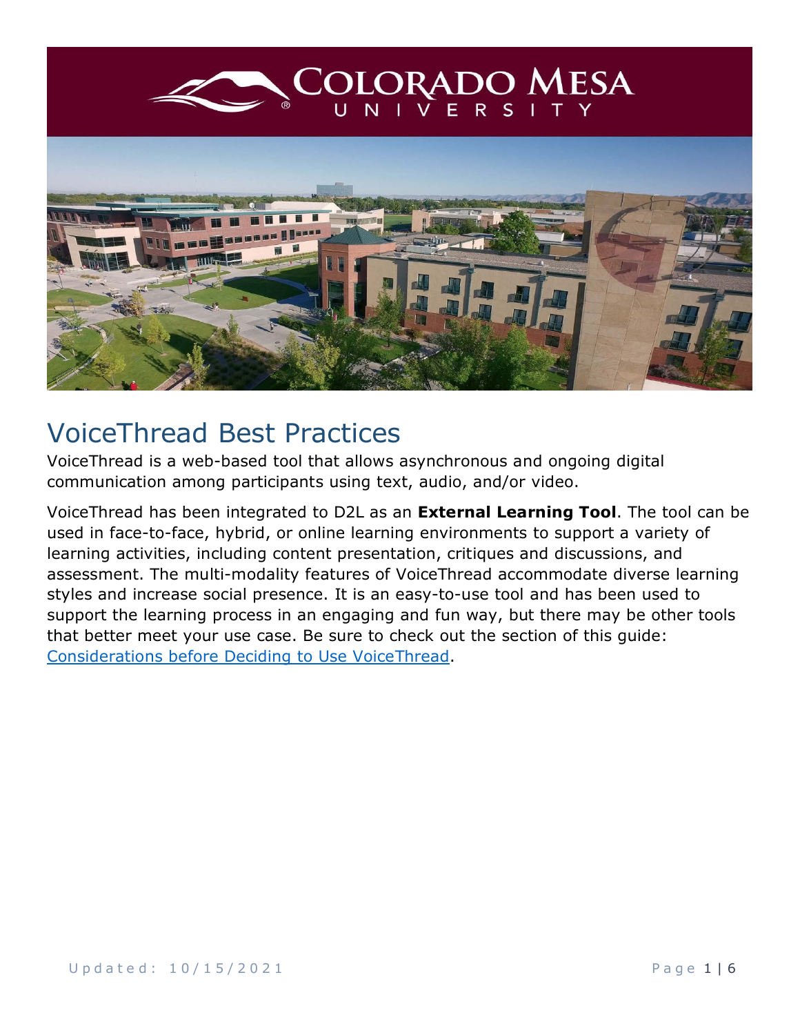# VoiceThread Best Practices

VoiceThread is a web-based tool that allows asynchronous and ongoing digital communication among participants using text, audio, and/or video.

VoiceThread has been integrated to D2L as an **External Learning Tool**. The tool can be used in face-to-face, hybrid, or online learning environments to support a variety of learning activities, including content presentation, critiques and discussions, and assessment. The multi-modality features of VoiceThread accommodate diverse learning styles and increase social presence. It is an easy-to-use tool and has been used to support the learning process in an engaging and fun way, but there may be other tools that better meet your use case. Be sure to check out the section of this guide: Considerations before Deciding to Use VoiceThread.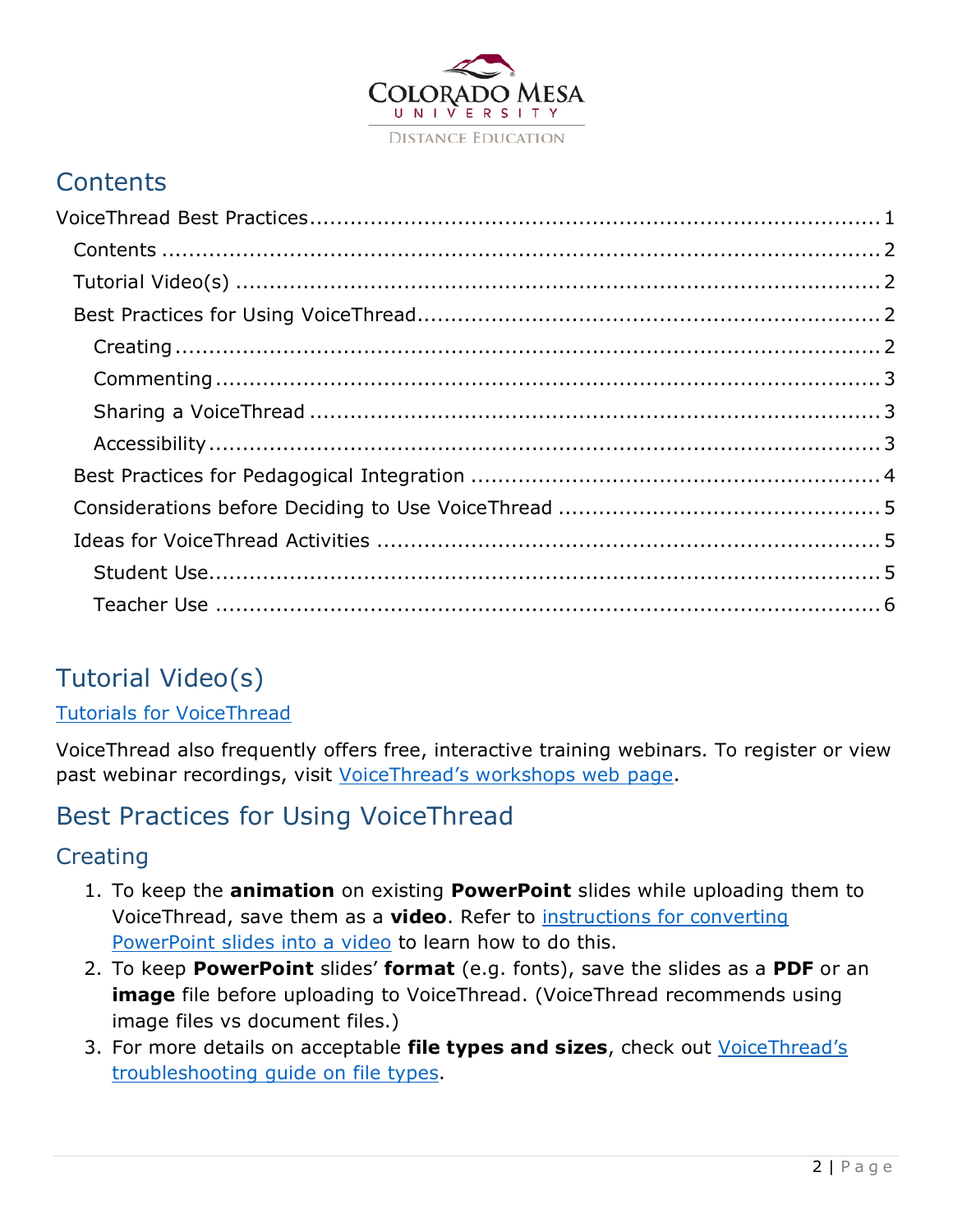## Contents

VoiceThread Best Practices .......... 1
- Contents .......... 2
- Tutorial Video(s) .......... 2
- Best Practices for Using VoiceThread .......... 2
  - Creating .......... 2
  - Commenting .......... 3
  - Sharing a VoiceThread .......... 3
  - Accessibility .......... 3
- Best Practices for Pedagogical Integration .......... 4
- Considerations before Deciding to Use VoiceThread .......... 5
- Ideas for VoiceThread Activities .......... 5
  - Student Use .......... 5
  - Teacher Use .......... 6

## Tutorial Video(s)

Tutorials for VoiceThread

VoiceThread also frequently offers free, interactive training webinars. To register or view past webinar recordings, visit VoiceThread's workshops web page.

## Best Practices for Using VoiceThread

### Creating

1. To keep the **animation** on existing **PowerPoint** slides while uploading them to VoiceThread, save them as a **video**. Refer to instructions for converting PowerPoint slides into a video to learn how to do this.
2. To keep **PowerPoint** slides' **format** (e.g. fonts), save the slides as a **PDF** or an **image** file before uploading to VoiceThread. (VoiceThread recommends using image files vs document files.)
3. For more details on acceptable **file types and sizes**, check out VoiceThread's troubleshooting guide on file types.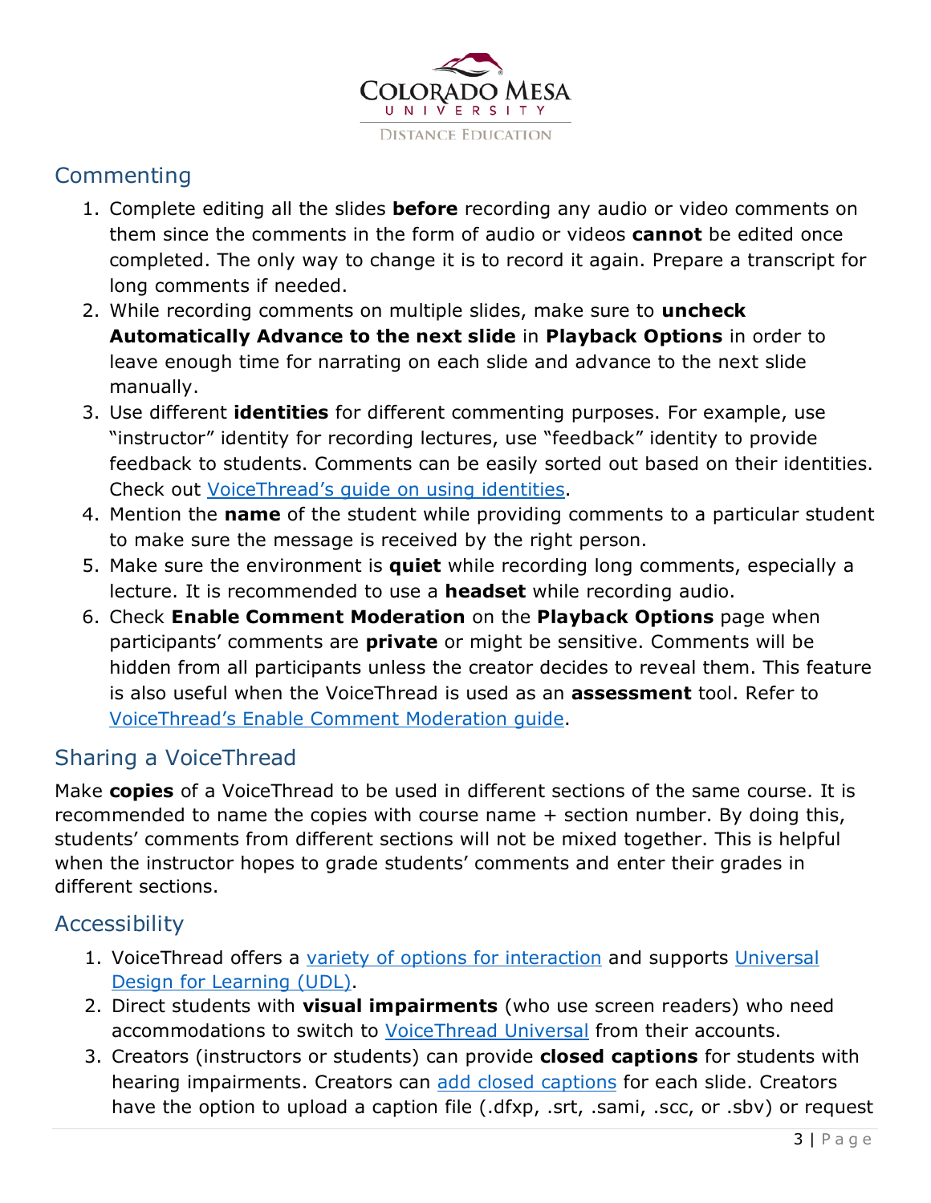## Commenting

1. Complete editing all the slides **before** recording any audio or video comments on them since the comments in the form of audio or videos **cannot** be edited once completed. The only way to change it is to record it again. Prepare a transcript for long comments if needed.
2. While recording comments on multiple slides, make sure to **uncheck Automatically Advance to the next slide** in **Playback Options** in order to leave enough time for narrating on each slide and advance to the next slide manually.
3. Use different **identities** for different commenting purposes. For example, use "instructor" identity for recording lectures, use "feedback" identity to provide feedback to students. Comments can be easily sorted out based on their identities. Check out [VoiceThread's guide on using identities](#).
4. Mention the **name** of the student while providing comments to a particular student to make sure the message is received by the right person.
5. Make sure the environment is **quiet** while recording long comments, especially a lecture. It is recommended to use a **headset** while recording audio.
6. Check **Enable Comment Moderation** on the **Playback Options** page when participants' comments are **private** or might be sensitive. Comments will be hidden from all participants unless the creator decides to reveal them. This feature is also useful when the VoiceThread is used as an **assessment** tool. Refer to [VoiceThread's Enable Comment Moderation guide](#).

## Sharing a VoiceThread

Make **copies** of a VoiceThread to be used in different sections of the same course. It is recommended to name the copies with course name + section number. By doing this, students' comments from different sections will not be mixed together. This is helpful when the instructor hopes to grade students' comments and enter their grades in different sections.

## Accessibility

1. VoiceThread offers a [variety of options for interaction](#) and supports [Universal Design for Learning (UDL)](#).
2. Direct students with **visual impairments** (who use screen readers) who need accommodations to switch to [VoiceThread Universal](#) from their accounts.
3. Creators (instructors or students) can provide **closed captions** for students with hearing impairments. Creators can [add closed captions](#) for each slide. Creators have the option to upload a caption file (.dfxp, .srt, .sami, .scc, or .sbv) or request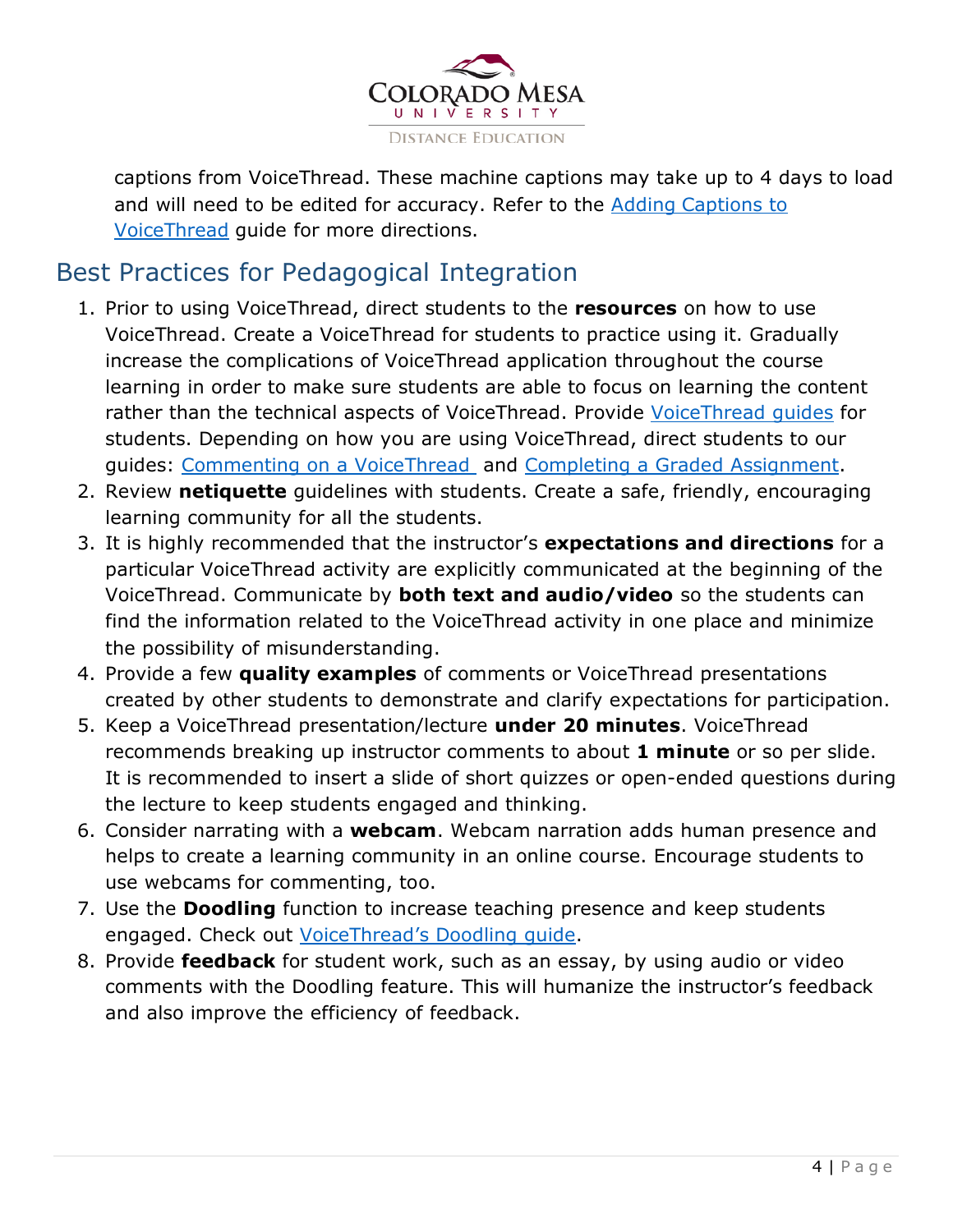captions from VoiceThread. These machine captions may take up to 4 days to load and will need to be edited for accuracy. Refer to the Adding Captions to VoiceThread guide for more directions.

## Best Practices for Pedagogical Integration

1. Prior to using VoiceThread, direct students to the **resources** on how to use VoiceThread. Create a VoiceThread for students to practice using it. Gradually increase the complications of VoiceThread application throughout the course learning in order to make sure students are able to focus on learning the content rather than the technical aspects of VoiceThread. Provide VoiceThread guides for students. Depending on how you are using VoiceThread, direct students to our guides: Commenting on a VoiceThread and Completing a Graded Assignment.
2. Review **netiquette** guidelines with students. Create a safe, friendly, encouraging learning community for all the students.
3. It is highly recommended that the instructor's **expectations and directions** for a particular VoiceThread activity are explicitly communicated at the beginning of the VoiceThread. Communicate by **both text and audio/video** so the students can find the information related to the VoiceThread activity in one place and minimize the possibility of misunderstanding.
4. Provide a few **quality examples** of comments or VoiceThread presentations created by other students to demonstrate and clarify expectations for participation.
5. Keep a VoiceThread presentation/lecture **under 20 minutes**. VoiceThread recommends breaking up instructor comments to about **1 minute** or so per slide. It is recommended to insert a slide of short quizzes or open-ended questions during the lecture to keep students engaged and thinking.
6. Consider narrating with a **webcam**. Webcam narration adds human presence and helps to create a learning community in an online course. Encourage students to use webcams for commenting, too.
7. Use the **Doodling** function to increase teaching presence and keep students engaged. Check out VoiceThread's Doodling guide.
8. Provide **feedback** for student work, such as an essay, by using audio or video comments with the Doodling feature. This will humanize the instructor's feedback and also improve the efficiency of feedback.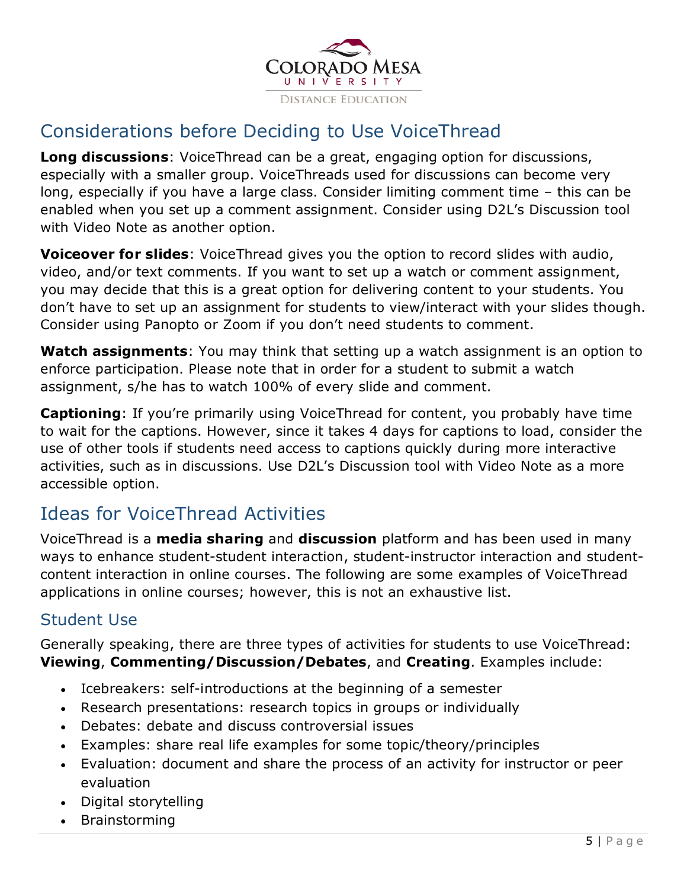## Considerations before Deciding to Use VoiceThread

**Long discussions**: VoiceThread can be a great, engaging option for discussions, especially with a smaller group. VoiceThreads used for discussions can become very long, especially if you have a large class. Consider limiting comment time – this can be enabled when you set up a comment assignment. Consider using D2L's Discussion tool with Video Note as another option.

**Voiceover for slides**: VoiceThread gives you the option to record slides with audio, video, and/or text comments. If you want to set up a watch or comment assignment, you may decide that this is a great option for delivering content to your students. You don't have to set up an assignment for students to view/interact with your slides though. Consider using Panopto or Zoom if you don't need students to comment.

**Watch assignments**: You may think that setting up a watch assignment is an option to enforce participation. Please note that in order for a student to submit a watch assignment, s/he has to watch 100% of every slide and comment.

**Captioning**: If you're primarily using VoiceThread for content, you probably have time to wait for the captions. However, since it takes 4 days for captions to load, consider the use of other tools if students need access to captions quickly during more interactive activities, such as in discussions. Use D2L's Discussion tool with Video Note as a more accessible option.

## Ideas for VoiceThread Activities

VoiceThread is a **media sharing** and **discussion** platform and has been used in many ways to enhance student-student interaction, student-instructor interaction and student-content interaction in online courses. The following are some examples of VoiceThread applications in online courses; however, this is not an exhaustive list.

### Student Use

Generally speaking, there are three types of activities for students to use VoiceThread: **Viewing**, **Commenting/Discussion/Debates**, and **Creating**. Examples include:

- Icebreakers: self-introductions at the beginning of a semester
- Research presentations: research topics in groups or individually
- Debates: debate and discuss controversial issues
- Examples: share real life examples for some topic/theory/principles
- Evaluation: document and share the process of an activity for instructor or peer evaluation
- Digital storytelling
- Brainstorming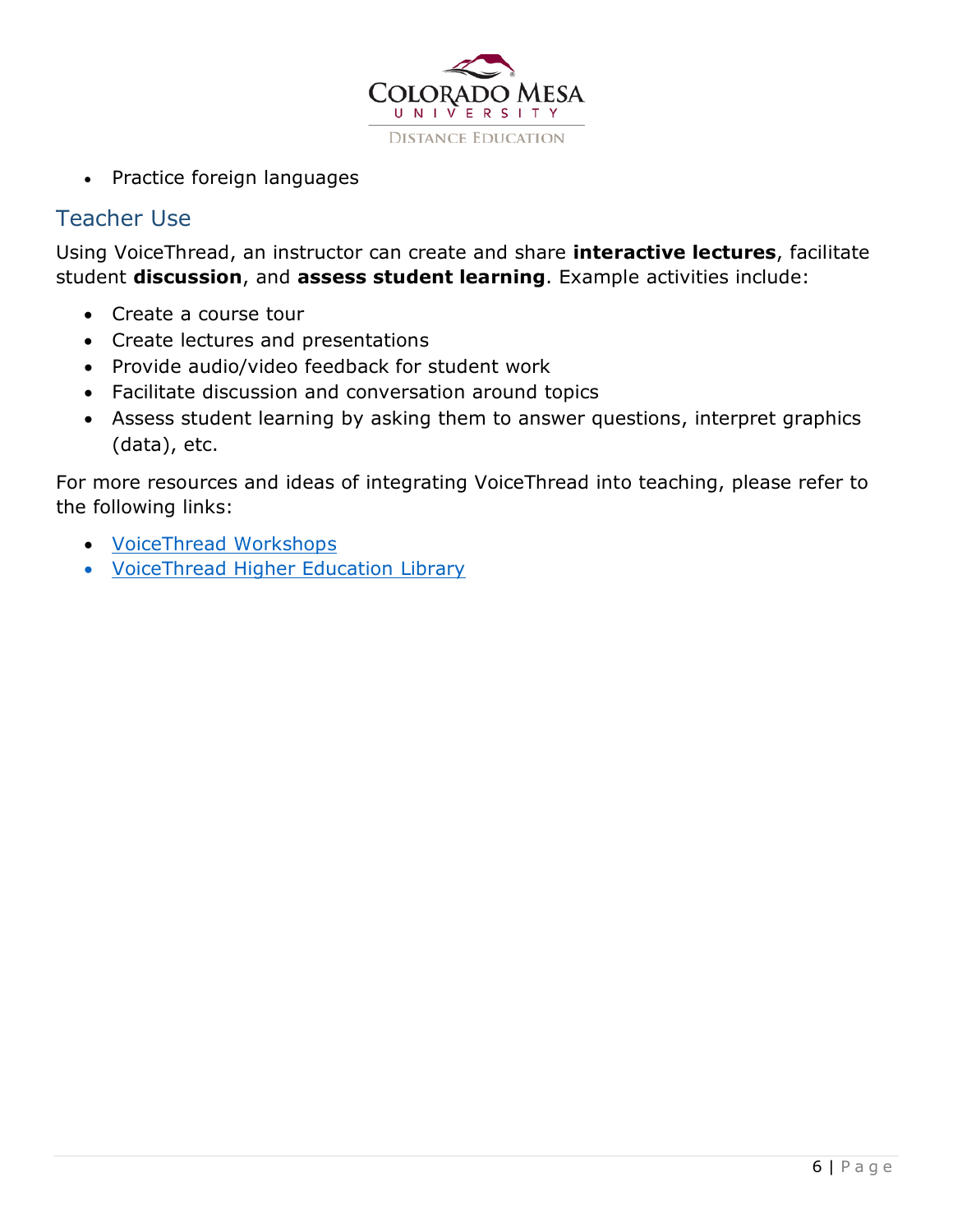- Practice foreign languages

## Teacher Use

Using VoiceThread, an instructor can create and share **interactive lectures**, facilitate student **discussion**, and **assess student learning**. Example activities include:

- Create a course tour
- Create lectures and presentations
- Provide audio/video feedback for student work
- Facilitate discussion and conversation around topics
- Assess student learning by asking them to answer questions, interpret graphics (data), etc.

For more resources and ideas of integrating VoiceThread into teaching, please refer to the following links:

- VoiceThread Workshops
- VoiceThread Higher Education Library